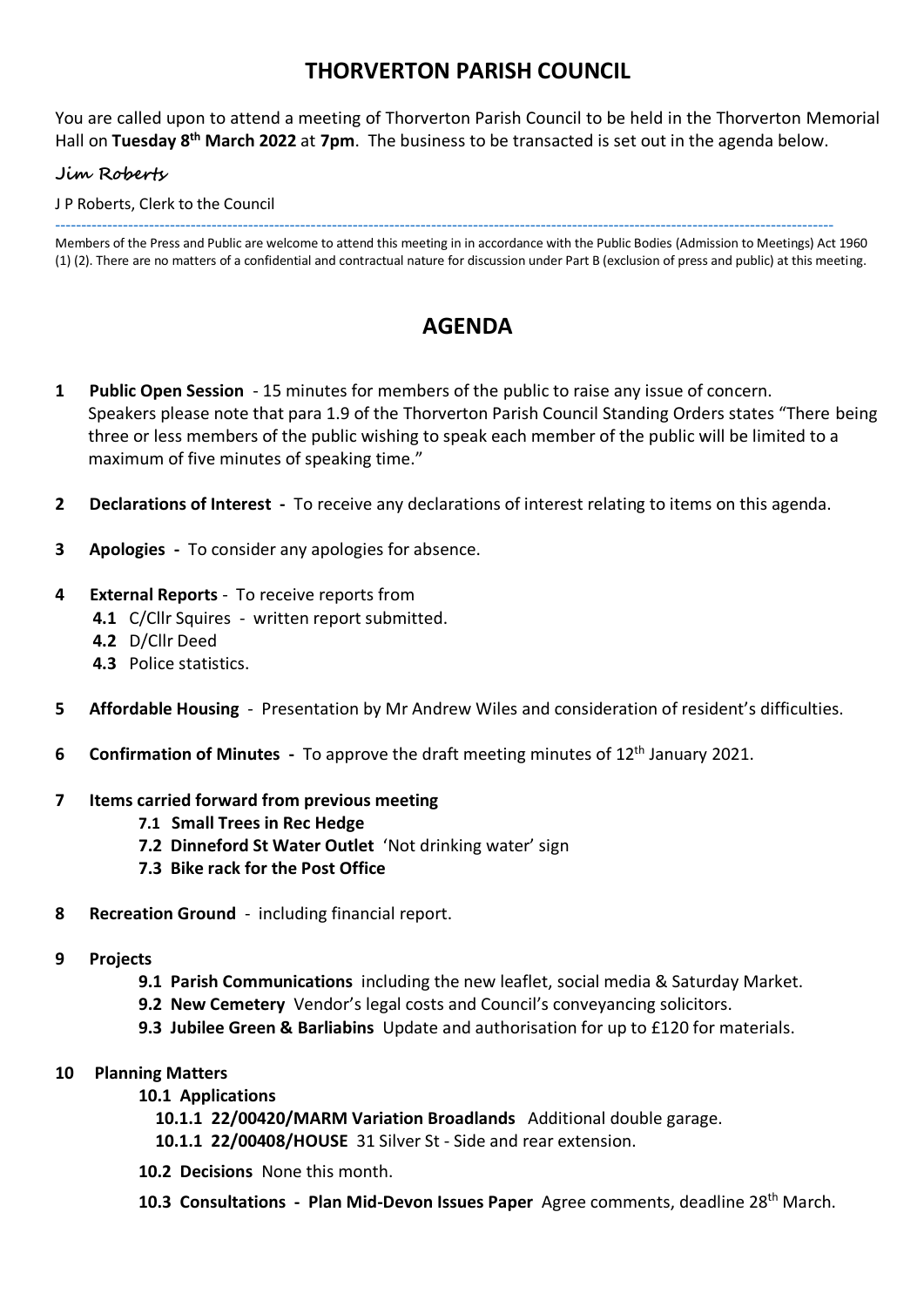# THORVERTON PARISH COUNCIL

You are called upon to attend a meeting of Thorverton Parish Council to be held in the Thorverton Memorial Hall on **Tuesday 8th March 2022** at **7pm**. The business to be transacted is set out in the agenda below.

*Jim Roberts*

J P Roberts, Clerk to the Council

---

Members of the Press and Public are welcome to attend this meeting in in accordance with the Public Bodies (Admission to Meetings) Act 1960 (1) (2). There are no matters of a confidential and contractual nature for discussion under Part B (exclusion of press and public) at this meeting.

## AGENDA

**1 Public Open Session** - 15 minutes for members of the public to raise any issue of concern. Speakers please note that para 1.9 of the Thorverton Parish Council Standing Orders states "There being three or less members of the public wishing to speak each member of the public will be limited to a maximum of five minutes of speaking time."

**2 Declarations of Interest -** To receive any declarations of interest relating to items on this agenda.

**3 Apologies -** To consider any apologies for absence.

**4 External Reports** - To receive reports from

- **4.1** C/Cllr Squires - written report submitted.
- **4.2** D/Cllr Deed
- **4.3** Police statistics.

**5 Affordable Housing** - Presentation by Mr Andrew Wiles and consideration of resident's difficulties.

**6 Confirmation of Minutes -** To approve the draft meeting minutes of 12th January 2021.

**7 Items carried forward from previous meeting**

- **7.1 Small Trees in Rec Hedge**
- **7.2 Dinneford St Water Outlet** 'Not drinking water' sign
- **7.3 Bike rack for the Post Office**

**8 Recreation Ground** - including financial report.

**9 Projects**

- **9.1 Parish Communications** including the new leaflet, social media & Saturday Market.
- **9.2 New Cemetery** Vendor's legal costs and Council's conveyancing solicitors.
- **9.3 Jubilee Green & Barliabins** Update and authorisation for up to £120 for materials.

**10 Planning Matters**

- **10.1 Applications**
  - **10.1.1 22/00420/MARM Variation Broadlands** Additional double garage.
  - **10.1.1 22/00408/HOUSE** 31 Silver St - Side and rear extension.
- **10.2 Decisions** None this month.
- **10.3 Consultations - Plan Mid-Devon Issues Paper** Agree comments, deadline 28th March.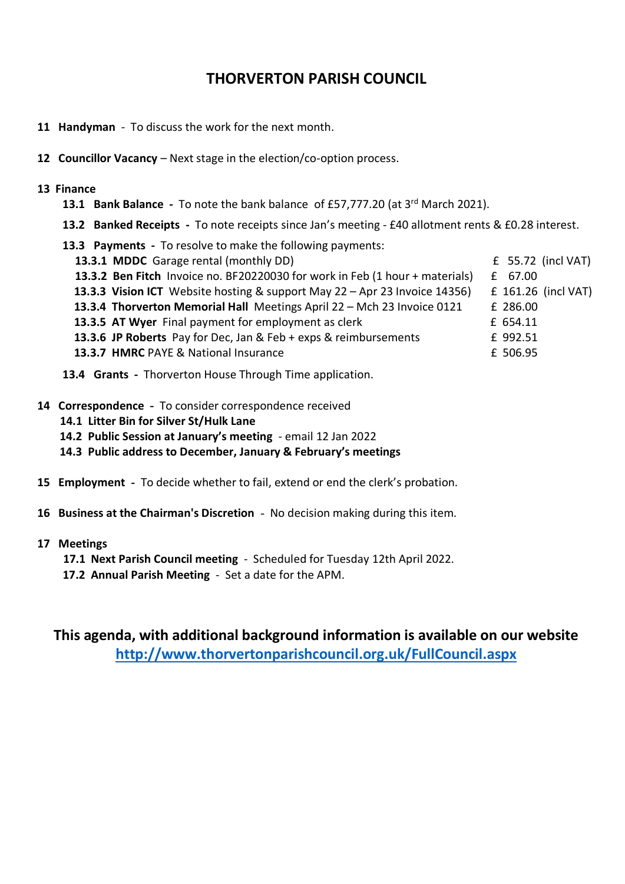# THORVERTON PARISH COUNCIL

**11 Handyman** - To discuss the work for the next month.

**12 Councillor Vacancy** – Next stage in the election/co-option process.

**13 Finance**

**13.1 Bank Balance -** To note the bank balance of £57,777.20 (at 3rd March 2021).

**13.2 Banked Receipts -** To note receipts since Jan's meeting - £40 allotment rents & £0.28 interest.

**13.3 Payments -** To resolve to make the following payments:

| | |
|---|---|
| **13.3.1 MDDC** Garage rental (monthly DD) | £ 55.72 (incl VAT) |
| **13.3.2 Ben Fitch** Invoice no. BF20220030 for work in Feb (1 hour + materials) | £ 67.00 |
| **13.3.3 Vision ICT** Website hosting & support May 22 – Apr 23 Invoice 14356) | £ 161.26 (incl VAT) |
| **13.3.4 Thorverton Memorial Hall** Meetings April 22 – Mch 23 Invoice 0121 | £ 286.00 |
| **13.3.5 AT Wyer** Final payment for employment as clerk | £ 654.11 |
| **13.3.6 JP Roberts** Pay for Dec, Jan & Feb + exps & reimbursements | £ 992.51 |
| **13.3.7 HMRC** PAYE & National Insurance | £ 506.95 |

**13.4 Grants -** Thorverton House Through Time application.

**14 Correspondence -** To consider correspondence received

**14.1 Litter Bin for Silver St/Hulk Lane**

**14.2 Public Session at January's meeting** - email 12 Jan 2022

**14.3 Public address to December, January & February's meetings**

**15 Employment** - To decide whether to fail, extend or end the clerk's probation.

**16 Business at the Chairman's Discretion** - No decision making during this item.

**17 Meetings**

**17.1 Next Parish Council meeting** - Scheduled for Tuesday 12th April 2022.

**17.2 Annual Parish Meeting** - Set a date for the APM.

**This agenda, with additional background information is available on our website**
**http://www.thorvertonparishcouncil.org.uk/FullCouncil.aspx**